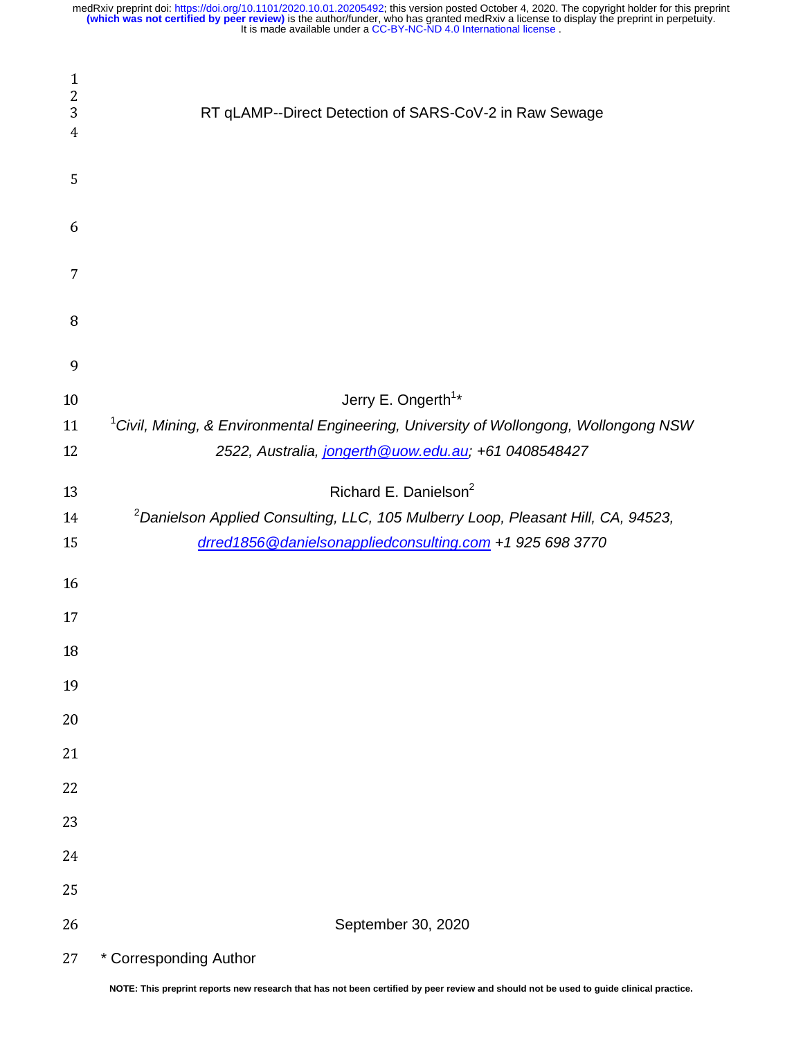# RT qLAMP--Direct Detection of SARS-CoV-2 in Raw Sewage

Jerry E. Ongerth[1]*

[1]*Civil, Mining, & Environmental Engineering, University of Wollongong, Wollongong NSW 2522, Australia, jongerth@uow.edu.au; +61 0408548427*

Richard E. Danielson[2]

[2]*Danielson Applied Consulting, LLC, 105 Mulberry Loop, Pleasant Hill, CA, 94523, drred1856@danielsonappliedconsulting.com +1 925 698 3770*

September 30, 2020

\* Corresponding Author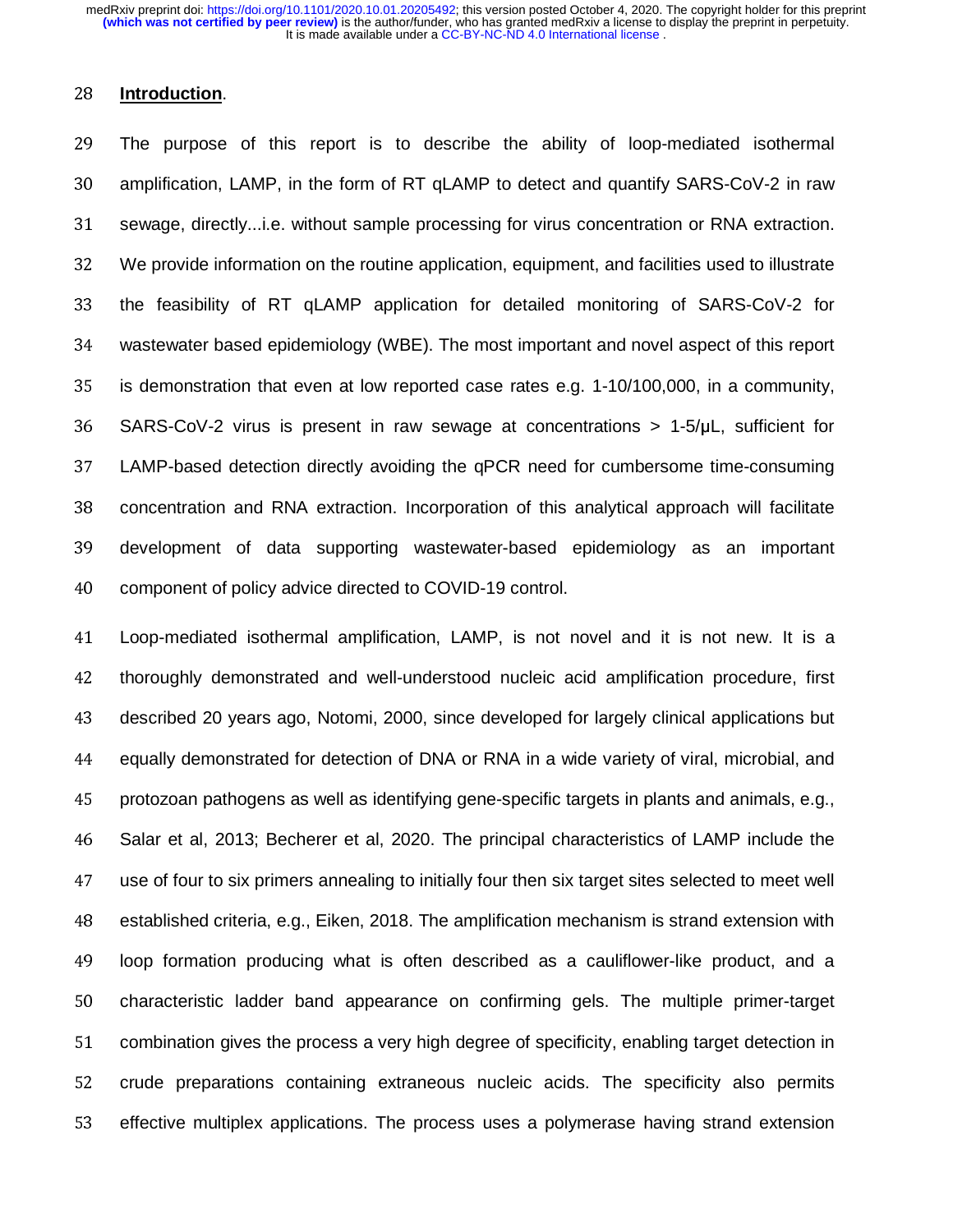## Introduction.

The purpose of this report is to describe the ability of loop-mediated isothermal amplification, LAMP, in the form of RT qLAMP to detect and quantify SARS-CoV-2 in raw sewage, directly...i.e. without sample processing for virus concentration or RNA extraction. We provide information on the routine application, equipment, and facilities used to illustrate the feasibility of RT qLAMP application for detailed monitoring of SARS-CoV-2 for wastewater based epidemiology (WBE). The most important and novel aspect of this report is demonstration that even at low reported case rates e.g. 1-10/100,000, in a community, SARS-CoV-2 virus is present in raw sewage at concentrations > 1-5/μL, sufficient for LAMP-based detection directly avoiding the qPCR need for cumbersome time-consuming concentration and RNA extraction. Incorporation of this analytical approach will facilitate development of data supporting wastewater-based epidemiology as an important component of policy advice directed to COVID-19 control.

Loop-mediated isothermal amplification, LAMP, is not novel and it is not new. It is a thoroughly demonstrated and well-understood nucleic acid amplification procedure, first described 20 years ago, Notomi, 2000, since developed for largely clinical applications but equally demonstrated for detection of DNA or RNA in a wide variety of viral, microbial, and protozoan pathogens as well as identifying gene-specific targets in plants and animals, e.g., Salar et al, 2013; Becherer et al, 2020. The principal characteristics of LAMP include the use of four to six primers annealing to initially four then six target sites selected to meet well established criteria, e.g., Eiken, 2018. The amplification mechanism is strand extension with loop formation producing what is often described as a cauliflower-like product, and a characteristic ladder band appearance on confirming gels. The multiple primer-target combination gives the process a very high degree of specificity, enabling target detection in crude preparations containing extraneous nucleic acids. The specificity also permits effective multiplex applications. The process uses a polymerase having strand extension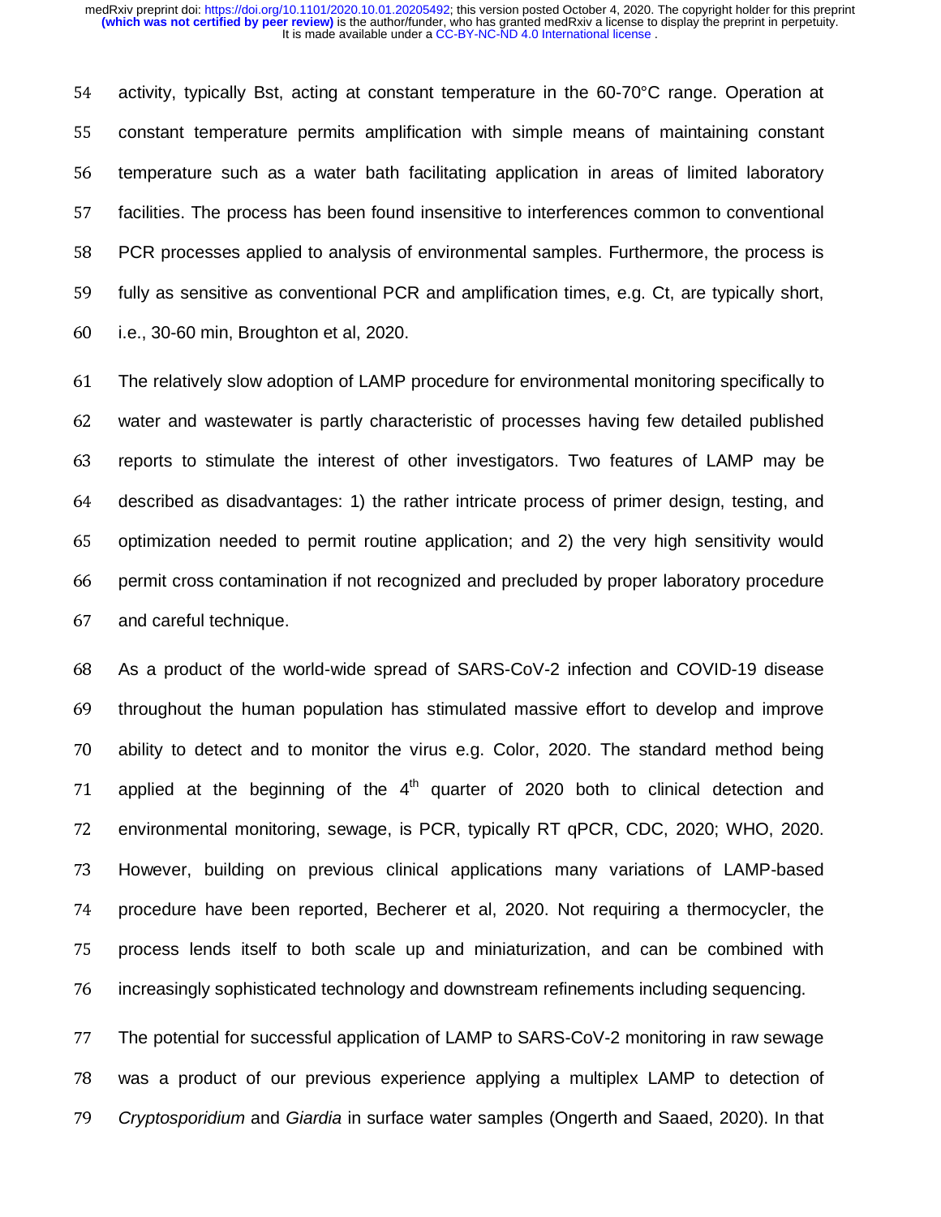activity, typically Bst, acting at constant temperature in the 60-70°C range. Operation at constant temperature permits amplification with simple means of maintaining constant temperature such as a water bath facilitating application in areas of limited laboratory facilities. The process has been found insensitive to interferences common to conventional PCR processes applied to analysis of environmental samples. Furthermore, the process is fully as sensitive as conventional PCR and amplification times, e.g. Ct, are typically short, i.e., 30-60 min, Broughton et al, 2020.

The relatively slow adoption of LAMP procedure for environmental monitoring specifically to water and wastewater is partly characteristic of processes having few detailed published reports to stimulate the interest of other investigators. Two features of LAMP may be described as disadvantages: 1) the rather intricate process of primer design, testing, and optimization needed to permit routine application; and 2) the very high sensitivity would permit cross contamination if not recognized and precluded by proper laboratory procedure and careful technique.

As a product of the world-wide spread of SARS-CoV-2 infection and COVID-19 disease throughout the human population has stimulated massive effort to develop and improve ability to detect and to monitor the virus e.g. Color, 2020. The standard method being applied at the beginning of the 4$^{th}$ quarter of 2020 both to clinical detection and environmental monitoring, sewage, is PCR, typically RT qPCR, CDC, 2020; WHO, 2020. However, building on previous clinical applications many variations of LAMP-based procedure have been reported, Becherer et al, 2020. Not requiring a thermocycler, the process lends itself to both scale up and miniaturization, and can be combined with increasingly sophisticated technology and downstream refinements including sequencing.

The potential for successful application of LAMP to SARS-CoV-2 monitoring in raw sewage was a product of our previous experience applying a multiplex LAMP to detection of *Cryptosporidium* and *Giardia* in surface water samples (Ongerth and Saaed, 2020). In that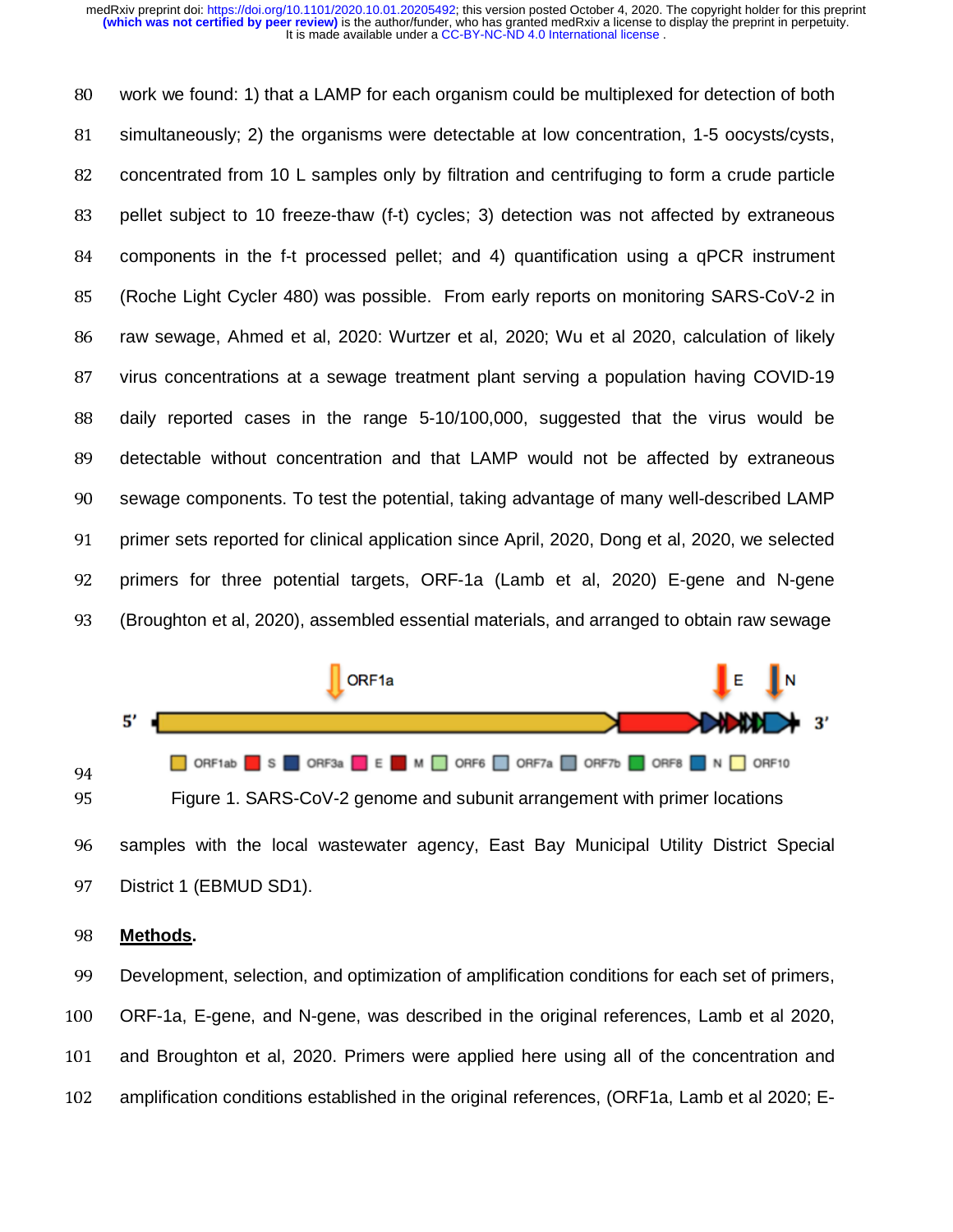work we found: 1) that a LAMP for each organism could be multiplexed for detection of both simultaneously; 2) the organisms were detectable at low concentration, 1-5 oocysts/cysts, concentrated from 10 L samples only by filtration and centrifuging to form a crude particle pellet subject to 10 freeze-thaw (f-t) cycles; 3) detection was not affected by extraneous components in the f-t processed pellet; and 4) quantification using a qPCR instrument (Roche Light Cycler 480) was possible. From early reports on monitoring SARS-CoV-2 in raw sewage, Ahmed et al, 2020: Wurtzer et al, 2020; Wu et al 2020, calculation of likely virus concentrations at a sewage treatment plant serving a population having COVID-19 daily reported cases in the range 5-10/100,000, suggested that the virus would be detectable without concentration and that LAMP would not be affected by extraneous sewage components. To test the potential, taking advantage of many well-described LAMP primer sets reported for clinical application since April, 2020, Dong et al, 2020, we selected primers for three potential targets, ORF-1a (Lamb et al, 2020) E-gene and N-gene (Broughton et al, 2020), assembled essential materials, and arranged to obtain raw sewage

Figure 1. SARS-CoV-2 genome and subunit arrangement with primer locations

samples with the local wastewater agency, East Bay Municipal Utility District Special District 1 (EBMUD SD1).

## Methods.

Development, selection, and optimization of amplification conditions for each set of primers, ORF-1a, E-gene, and N-gene, was described in the original references, Lamb et al 2020, and Broughton et al, 2020. Primers were applied here using all of the concentration and amplification conditions established in the original references, (ORF1a, Lamb et al 2020; E-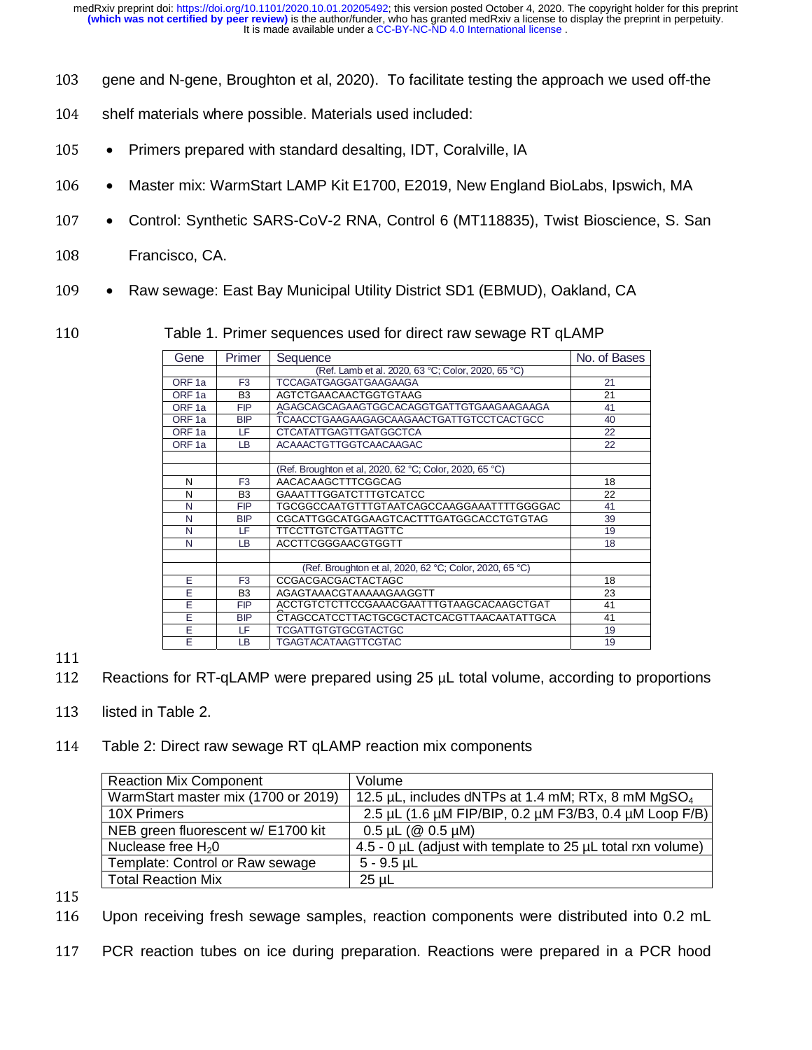gene and N-gene, Broughton et al, 2020). To facilitate testing the approach we used off-the shelf materials where possible. Materials used included:

- Primers prepared with standard desalting, IDT, Coralville, IA
- Master mix: WarmStart LAMP Kit E1700, E2019, New England BioLabs, Ipswich, MA
- Control: Synthetic SARS-CoV-2 RNA, Control 6 (MT118835), Twist Bioscience, S. San Francisco, CA.
- Raw sewage: East Bay Municipal Utility District SD1 (EBMUD), Oakland, CA

Table 1. Primer sequences used for direct raw sewage RT qLAMP

| Gene | Primer | Sequence | No. of Bases |
|---|---|---|---|
| | | (Ref. Lamb et al. 2020, 63 °C; Color, 2020, 65 °C) | |
| ORF 1a | F3 | TCCAGATGAGGATGAAGAGA | 21 |
| ORF 1a | B3 | AGTCTGAACAACTGGTGTAAG | 21 |
| ORF 1a | FIP | AGAGCAGCAGAAGTGGCACAGGTGATTGTGAAGAAGAAGA | 41 |
| ORF 1a | BIP | TCAACCTGAAGAAGAGCAAGAACTGATTGTCCTCACTGCC | 40 |
| ORF 1a | LF | CTCATATTGAGTTGATGGCTCA | 22 |
| ORF 1a | LB | ACAAACTGTTGGTCAACAAGAC | 22 |
| | | | |
| | | (Ref. Broughton et al, 2020, 62 °C; Color, 2020, 65 °C) | |
| N | F3 | AACACAAGCTTTCGGCAG | 18 |
| N | B3 | GAAATTTGGATCTTTGTCATCC | 22 |
| N | FIP | TGCGGCCAATGTTTGTAATCAGCCAAGGAAATTTTGGGGAC | 41 |
| N | BIP | CGCATTGGCATGGAAGTCACTTTGATGGCACCTGTGTAG | 39 |
| N | LF | TTCCTTGTCTGATTAGTTC | 19 |
| N | LB | ACCTTCGGGAACGTGGTT | 18 |
| | | | |
| | | (Ref. Broughton et al, 2020, 62 °C; Color, 2020, 65 °C) | |
| E | F3 | CCGACGACGACTACTAGC | 18 |
| E | B3 | AGAGTAAACGTAAAAAGAAGGTT | 23 |
| E | FIP | ACCTGTCTCTTCCGAAACGAATTTGTAAGCACAAGCTGAT | 41 |
| E | BIP | CTAGCCATCCTTACTGCGCTACTCACGTTAACAATATTGCA | 41 |
| E | LF | TCGATTGTGTGCGTACTGC | 19 |
| E | LB | TGAGTACATAAGTTCGTAC | 19 |

Reactions for RT-qLAMP were prepared using 25 µL total volume, according to proportions listed in Table 2.

Table 2: Direct raw sewage RT qLAMP reaction mix components

| Reaction Mix Component | Volume |
|---|---|
| WarmStart master mix (1700 or 2019) | 12.5 µL, includes dNTPs at 1.4 mM; RTx, 8 mM $MgSO_4$ |
| 10X Primers | 2.5 µL (1.6 µM FIP/BIP, 0.2 µM F3/B3, 0.4 µM Loop F/B) |
| NEB green fluorescent w/ E1700 kit | 0.5 µL (@ 0.5 µM) |
| Nuclease free $H_2O$ | 4.5 - 0 µL (adjust with template to 25 µL total rxn volume) |
| Template: Control or Raw sewage | 5 - 9.5 µL |
| Total Reaction Mix | 25 µL |

Upon receiving fresh sewage samples, reaction components were distributed into 0.2 mL PCR reaction tubes on ice during preparation. Reactions were prepared in a PCR hood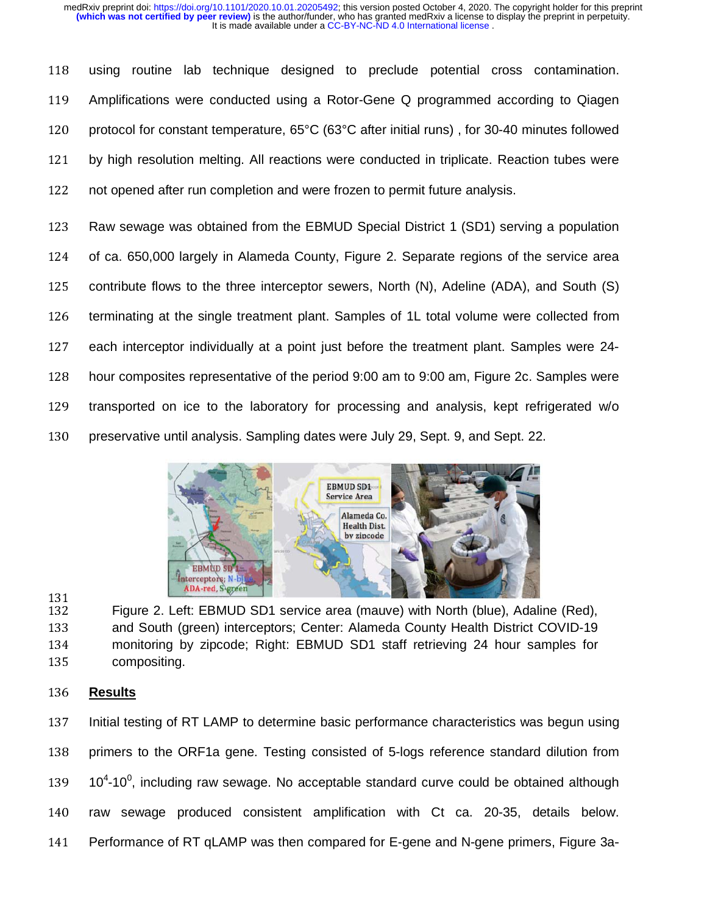using routine lab technique designed to preclude potential cross contamination. Amplifications were conducted using a Rotor-Gene Q programmed according to Qiagen protocol for constant temperature, 65°C (63°C after initial runs) , for 30-40 minutes followed by high resolution melting. All reactions were conducted in triplicate. Reaction tubes were not opened after run completion and were frozen to permit future analysis.

Raw sewage was obtained from the EBMUD Special District 1 (SD1) serving a population of ca. 650,000 largely in Alameda County, Figure 2. Separate regions of the service area contribute flows to the three interceptor sewers, North (N), Adeline (ADA), and South (S) terminating at the single treatment plant. Samples of 1L total volume were collected from each interceptor individually at a point just before the treatment plant. Samples were 24-hour composites representative of the period 9:00 am to 9:00 am, Figure 2c. Samples were transported on ice to the laboratory for processing and analysis, kept refrigerated w/o preservative until analysis. Sampling dates were July 29, Sept. 9, and Sept. 22.

Figure 2. Left: EBMUD SD1 service area (mauve) with North (blue), Adaline (Red), and South (green) interceptors; Center: Alameda County Health District COVID-19 monitoring by zipcode; Right: EBMUD SD1 staff retrieving 24 hour samples for compositing.

## Results

Initial testing of RT LAMP to determine basic performance characteristics was begun using primers to the ORF1a gene. Testing consisted of 5-logs reference standard dilution from $10^4$-$10^0$, including raw sewage. No acceptable standard curve could be obtained although raw sewage produced consistent amplification with Ct ca. 20-35, details below. Performance of RT qLAMP was then compared for E-gene and N-gene primers, Figure 3a-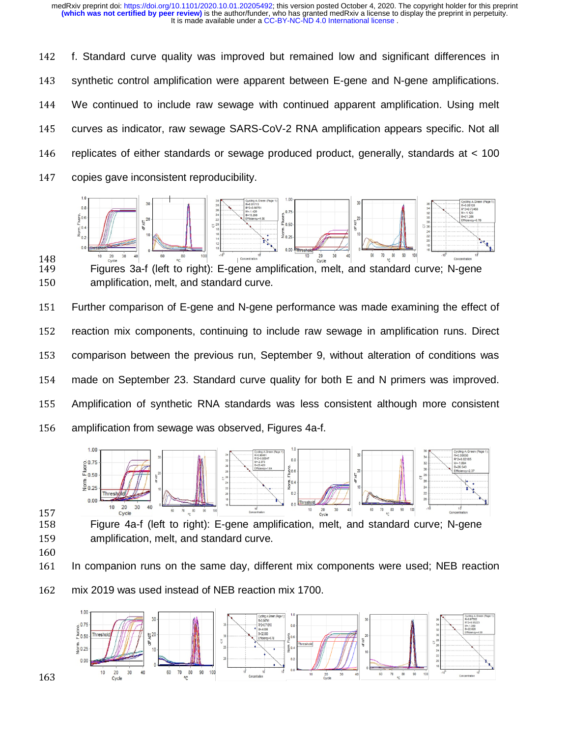f. Standard curve quality was improved but remained low and significant differences in synthetic control amplification were apparent between E-gene and N-gene amplifications. We continued to include raw sewage with continued apparent amplification. Using melt curves as indicator, raw sewage SARS-CoV-2 RNA amplification appears specific. Not all replicates of either standards or sewage produced product, generally, standards at < 100 copies gave inconsistent reproducibility.

Figures 3a-f (left to right): E-gene amplification, melt, and standard curve; N-gene amplification, melt, and standard curve.

Further comparison of E-gene and N-gene performance was made examining the effect of reaction mix components, continuing to include raw sewage in amplification runs. Direct comparison between the previous run, September 9, without alteration of conditions was made on September 23. Standard curve quality for both E and N primers was improved. Amplification of synthetic RNA standards was less consistent although more consistent amplification from sewage was observed, Figures 4a-f.

Figure 4a-f (left to right): E-gene amplification, melt, and standard curve; N-gene amplification, melt, and standard curve.

In companion runs on the same day, different mix components were used; NEB reaction mix 2019 was used instead of NEB reaction mix 1700.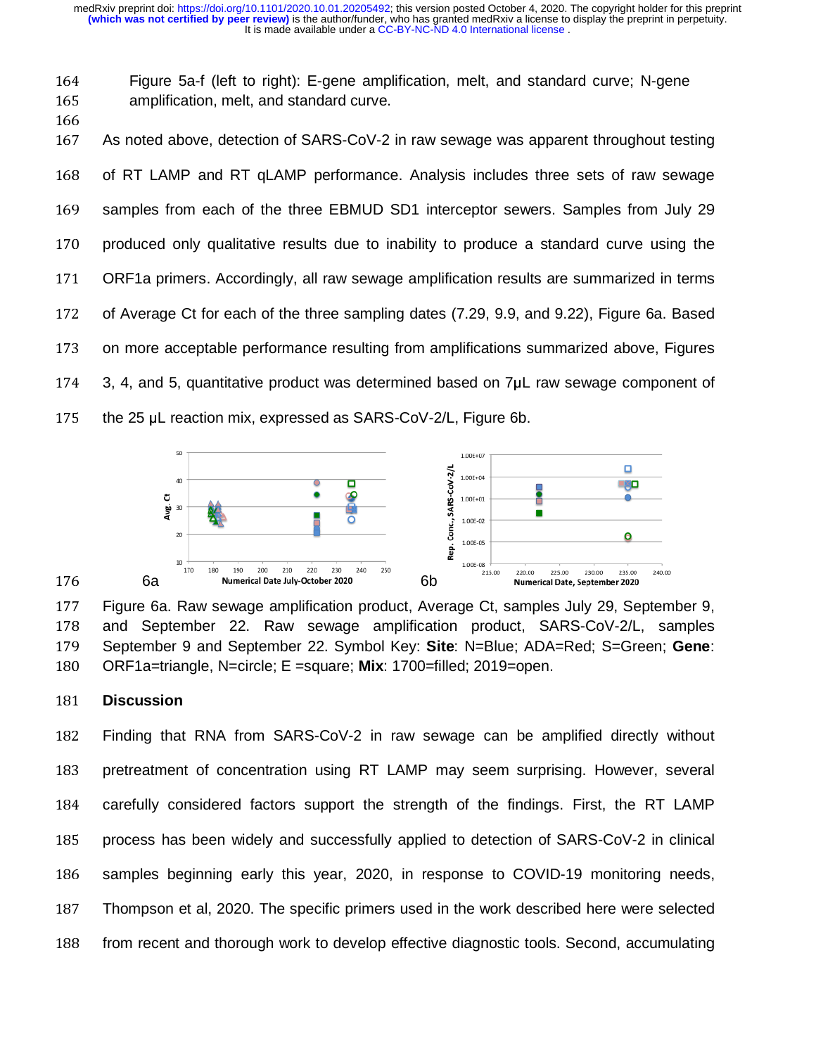Figure 5a-f (left to right): E-gene amplification, melt, and standard curve; N-gene amplification, melt, and standard curve.

As noted above, detection of SARS-CoV-2 in raw sewage was apparent throughout testing of RT LAMP and RT qLAMP performance. Analysis includes three sets of raw sewage samples from each of the three EBMUD SD1 interceptor sewers. Samples from July 29 produced only qualitative results due to inability to produce a standard curve using the ORF1a primers. Accordingly, all raw sewage amplification results are summarized in terms of Average Ct for each of the three sampling dates (7.29, 9.9, and 9.22), Figure 6a. Based on more acceptable performance resulting from amplifications summarized above, Figures 3, 4, and 5, quantitative product was determined based on 7μL raw sewage component of the 25 μL reaction mix, expressed as SARS-CoV-2/L, Figure 6b.

6a 6b

Figure 6a. Raw sewage amplification product, Average Ct, samples July 29, September 9, and September 22. Raw sewage amplification product, SARS-CoV-2/L, samples September 9 and September 22. Symbol Key: **Site**: N=Blue; ADA=Red; S=Green; **Gene**: ORF1a=triangle, N=circle; E =square; **Mix**: 1700=filled; 2019=open.

## Discussion

Finding that RNA from SARS-CoV-2 in raw sewage can be amplified directly without pretreatment of concentration using RT LAMP may seem surprising. However, several carefully considered factors support the strength of the findings. First, the RT LAMP process has been widely and successfully applied to detection of SARS-CoV-2 in clinical samples beginning early this year, 2020, in response to COVID-19 monitoring needs, Thompson et al, 2020. The specific primers used in the work described here were selected from recent and thorough work to develop effective diagnostic tools. Second, accumulating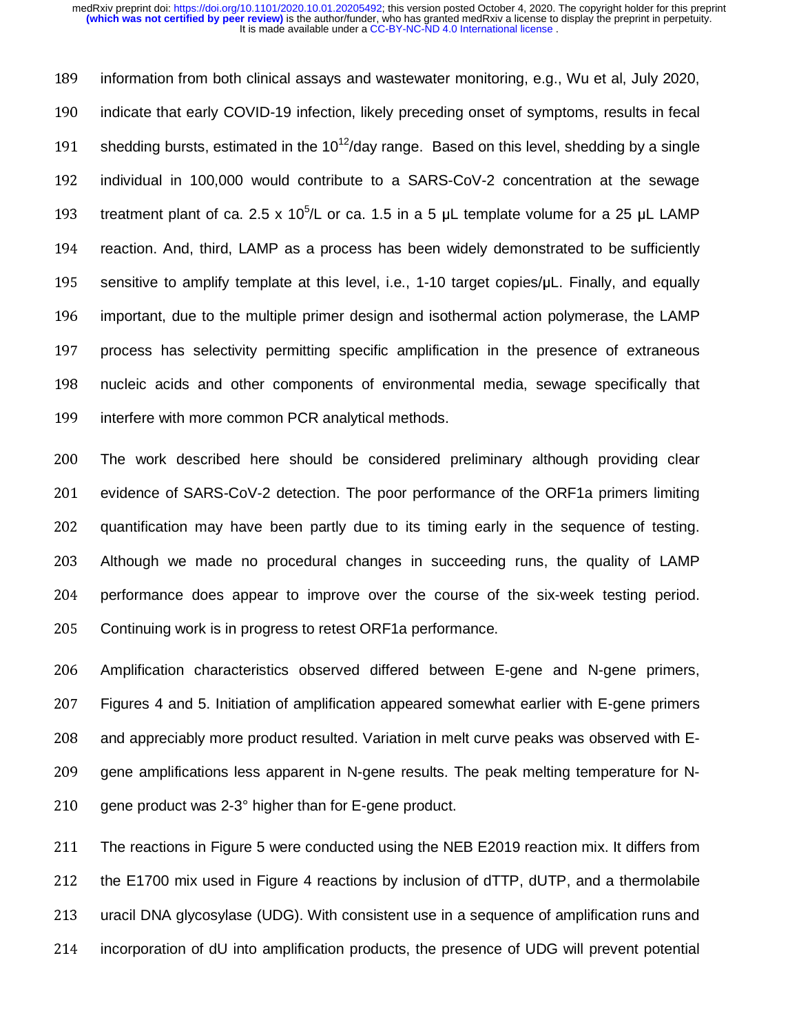information from both clinical assays and wastewater monitoring, e.g., Wu et al, July 2020, indicate that early COVID-19 infection, likely preceding onset of symptoms, results in fecal shedding bursts, estimated in the $10^{12}$/day range. Based on this level, shedding by a single individual in 100,000 would contribute to a SARS-CoV-2 concentration at the sewage treatment plant of ca. 2.5 x $10^5$/L or ca. 1.5 in a 5 µL template volume for a 25 µL LAMP reaction. And, third, LAMP as a process has been widely demonstrated to be sufficiently sensitive to amplify template at this level, i.e., 1-10 target copies/µL. Finally, and equally important, due to the multiple primer design and isothermal action polymerase, the LAMP process has selectivity permitting specific amplification in the presence of extraneous nucleic acids and other components of environmental media, sewage specifically that interfere with more common PCR analytical methods.

The work described here should be considered preliminary although providing clear evidence of SARS-CoV-2 detection. The poor performance of the ORF1a primers limiting quantification may have been partly due to its timing early in the sequence of testing. Although we made no procedural changes in succeeding runs, the quality of LAMP performance does appear to improve over the course of the six-week testing period. Continuing work is in progress to retest ORF1a performance.

Amplification characteristics observed differed between E-gene and N-gene primers, Figures 4 and 5. Initiation of amplification appeared somewhat earlier with E-gene primers and appreciably more product resulted. Variation in melt curve peaks was observed with E-gene amplifications less apparent in N-gene results. The peak melting temperature for N-gene product was 2-3° higher than for E-gene product.

The reactions in Figure 5 were conducted using the NEB E2019 reaction mix. It differs from the E1700 mix used in Figure 4 reactions by inclusion of dTTP, dUTP, and a thermolabile uracil DNA glycosylase (UDG). With consistent use in a sequence of amplification runs and incorporation of dU into amplification products, the presence of UDG will prevent potential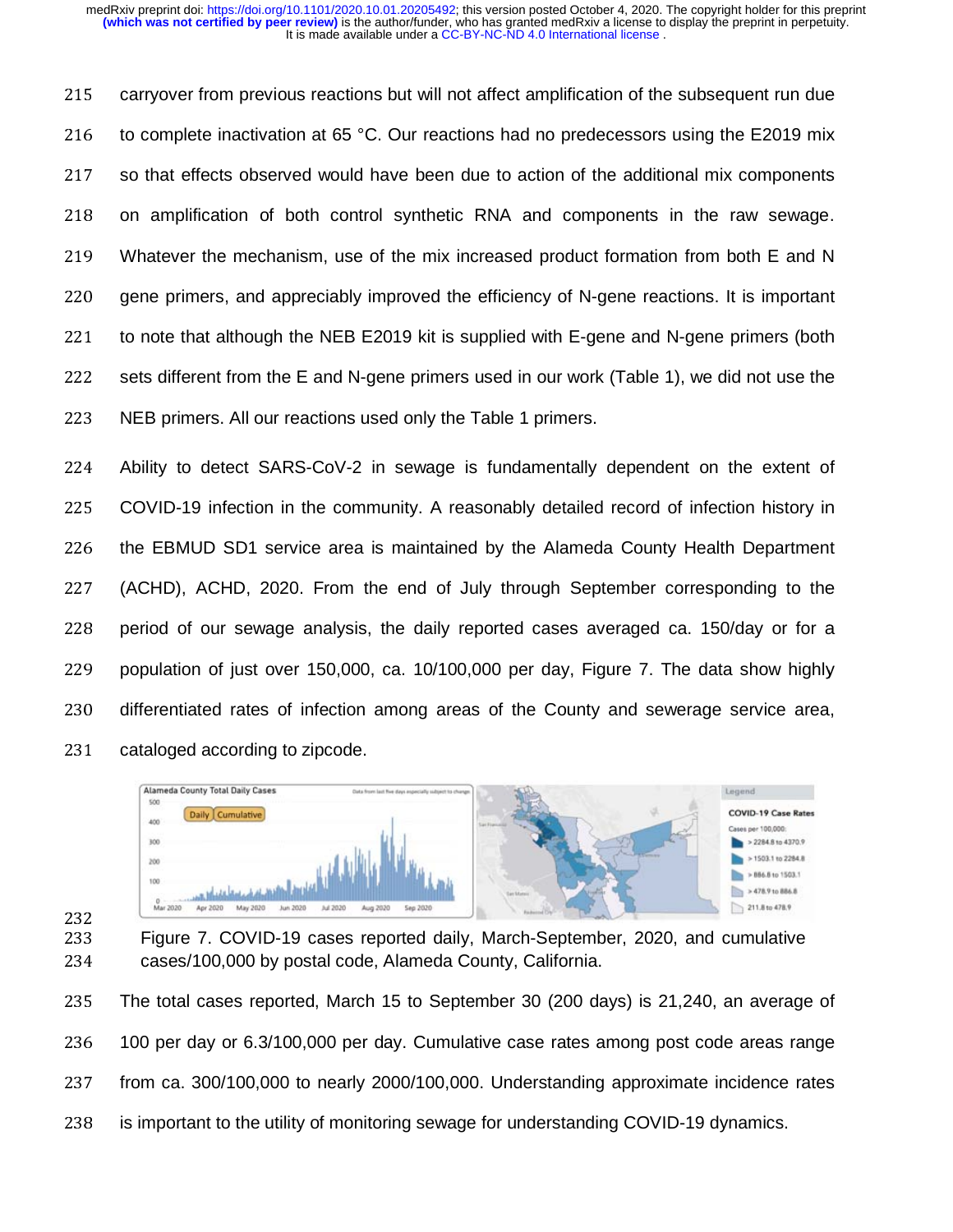carryover from previous reactions but will not affect amplification of the subsequent run due to complete inactivation at 65 °C. Our reactions had no predecessors using the E2019 mix so that effects observed would have been due to action of the additional mix components on amplification of both control synthetic RNA and components in the raw sewage. Whatever the mechanism, use of the mix increased product formation from both E and N gene primers, and appreciably improved the efficiency of N-gene reactions. It is important to note that although the NEB E2019 kit is supplied with E-gene and N-gene primers (both sets different from the E and N-gene primers used in our work (Table 1), we did not use the NEB primers. All our reactions used only the Table 1 primers.

Ability to detect SARS-CoV-2 in sewage is fundamentally dependent on the extent of COVID-19 infection in the community. A reasonably detailed record of infection history in the EBMUD SD1 service area is maintained by the Alameda County Health Department (ACHD), ACHD, 2020. From the end of July through September corresponding to the period of our sewage analysis, the daily reported cases averaged ca. 150/day or for a population of just over 150,000, ca. 10/100,000 per day, Figure 7. The data show highly differentiated rates of infection among areas of the County and sewerage service area, cataloged according to zipcode.

Figure 7. COVID-19 cases reported daily, March-September, 2020, and cumulative cases/100,000 by postal code, Alameda County, California.

The total cases reported, March 15 to September 30 (200 days) is 21,240, an average of 100 per day or 6.3/100,000 per day. Cumulative case rates among post code areas range from ca. 300/100,000 to nearly 2000/100,000. Understanding approximate incidence rates is important to the utility of monitoring sewage for understanding COVID-19 dynamics.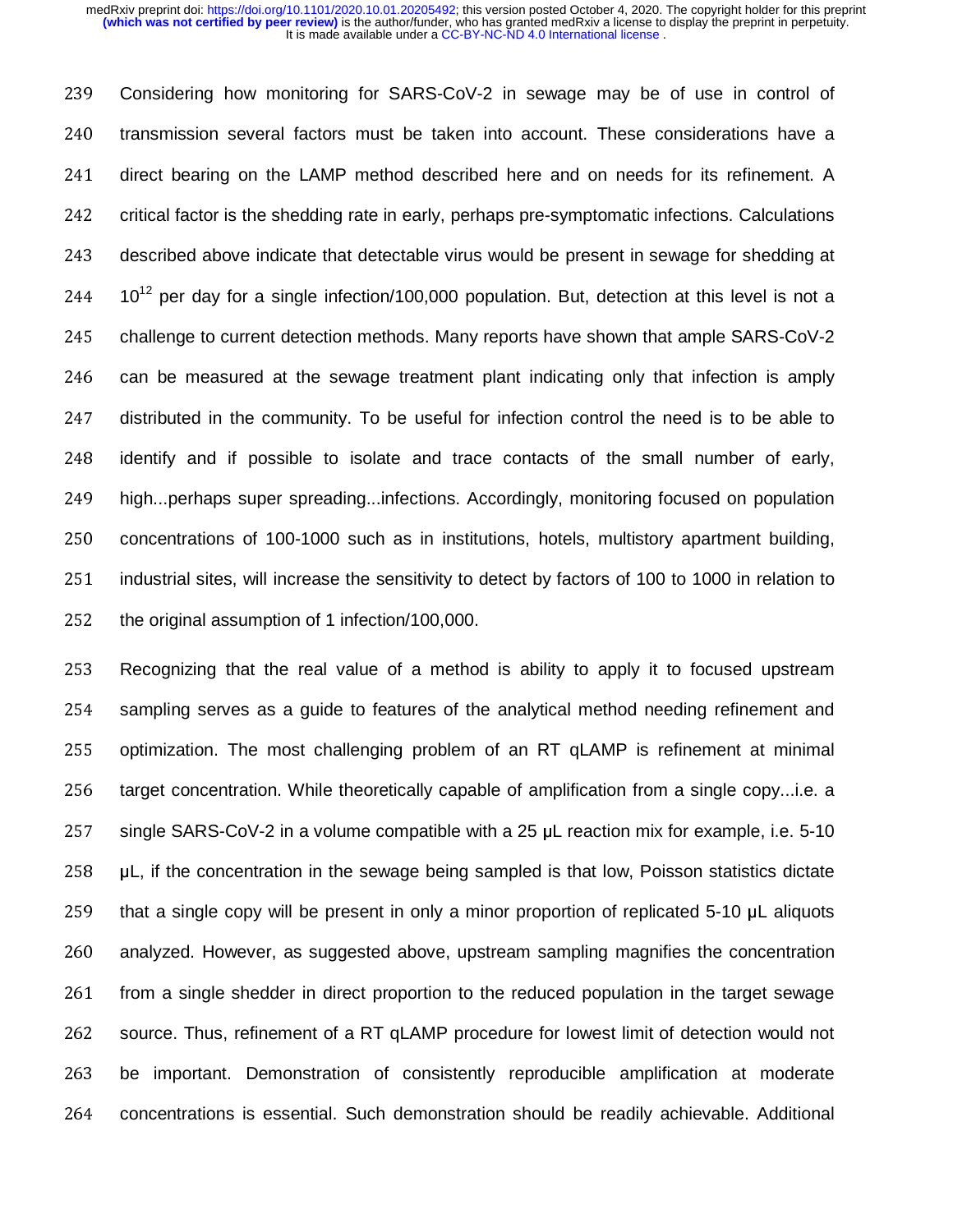Considering how monitoring for SARS-CoV-2 in sewage may be of use in control of transmission several factors must be taken into account. These considerations have a direct bearing on the LAMP method described here and on needs for its refinement. A critical factor is the shedding rate in early, perhaps pre-symptomatic infections. Calculations described above indicate that detectable virus would be present in sewage for shedding at $10^{12}$ per day for a single infection/100,000 population. But, detection at this level is not a challenge to current detection methods. Many reports have shown that ample SARS-CoV-2 can be measured at the sewage treatment plant indicating only that infection is amply distributed in the community. To be useful for infection control the need is to be able to identify and if possible to isolate and trace contacts of the small number of early, high...perhaps super spreading...infections. Accordingly, monitoring focused on population concentrations of 100-1000 such as in institutions, hotels, multistory apartment building, industrial sites, will increase the sensitivity to detect by factors of 100 to 1000 in relation to the original assumption of 1 infection/100,000.

Recognizing that the real value of a method is ability to apply it to focused upstream sampling serves as a guide to features of the analytical method needing refinement and optimization. The most challenging problem of an RT qLAMP is refinement at minimal target concentration. While theoretically capable of amplification from a single copy...i.e. a single SARS-CoV-2 in a volume compatible with a 25 μL reaction mix for example, i.e. 5-10 μL, if the concentration in the sewage being sampled is that low, Poisson statistics dictate that a single copy will be present in only a minor proportion of replicated 5-10 μL aliquots analyzed. However, as suggested above, upstream sampling magnifies the concentration from a single shedder in direct proportion to the reduced population in the target sewage source. Thus, refinement of a RT qLAMP procedure for lowest limit of detection would not be important. Demonstration of consistently reproducible amplification at moderate concentrations is essential. Such demonstration should be readily achievable. Additional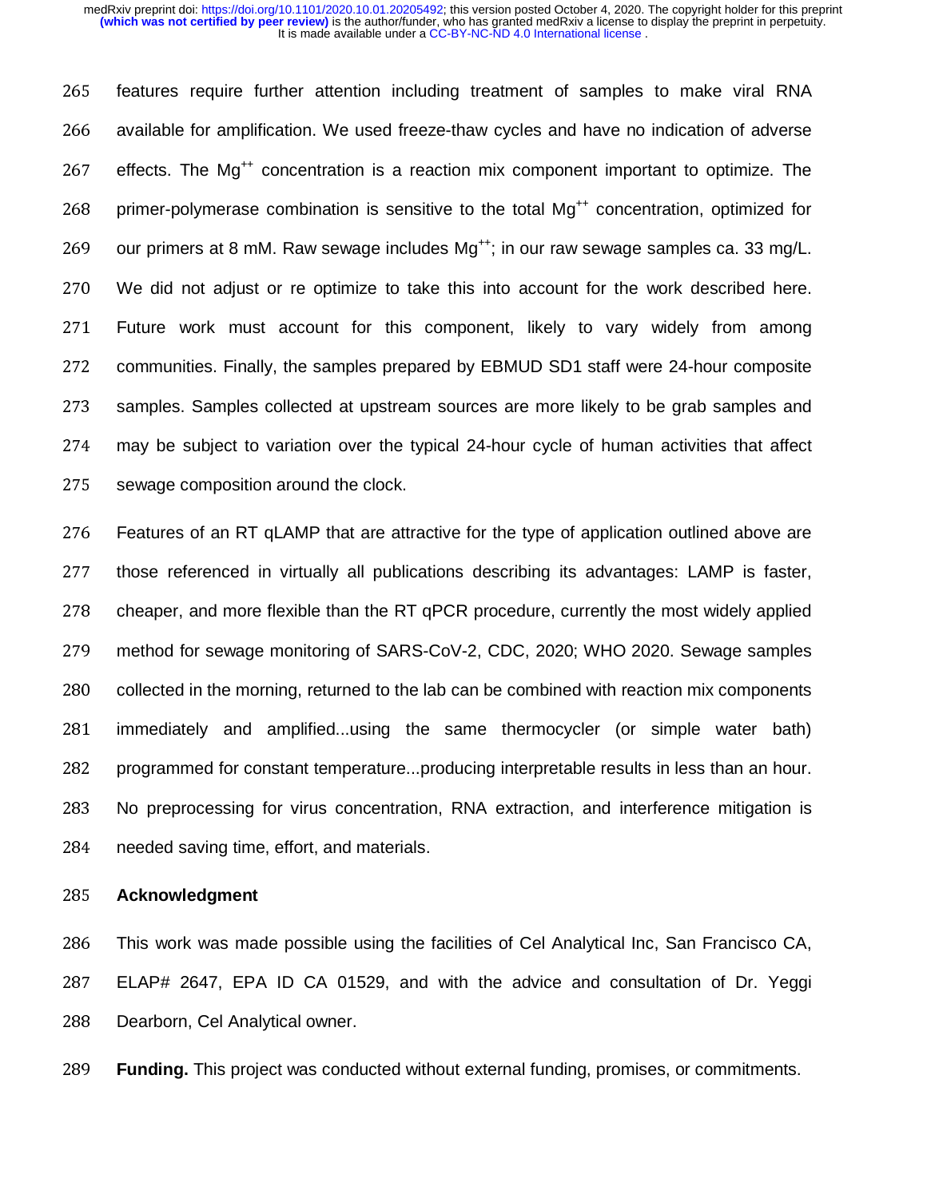features require further attention including treatment of samples to make viral RNA available for amplification. We used freeze-thaw cycles and have no indication of adverse effects. The $Mg^{++}$ concentration is a reaction mix component important to optimize. The primer-polymerase combination is sensitive to the total $Mg^{++}$ concentration, optimized for our primers at 8 mM. Raw sewage includes $Mg^{++}$; in our raw sewage samples ca. 33 mg/L. We did not adjust or re optimize to take this into account for the work described here. Future work must account for this component, likely to vary widely from among communities. Finally, the samples prepared by EBMUD SD1 staff were 24-hour composite samples. Samples collected at upstream sources are more likely to be grab samples and may be subject to variation over the typical 24-hour cycle of human activities that affect sewage composition around the clock.

Features of an RT qLAMP that are attractive for the type of application outlined above are those referenced in virtually all publications describing its advantages: LAMP is faster, cheaper, and more flexible than the RT qPCR procedure, currently the most widely applied method for sewage monitoring of SARS-CoV-2, CDC, 2020; WHO 2020. Sewage samples collected in the morning, returned to the lab can be combined with reaction mix components immediately and amplified...using the same thermocycler (or simple water bath) programmed for constant temperature...producing interpretable results in less than an hour. No preprocessing for virus concentration, RNA extraction, and interference mitigation is needed saving time, effort, and materials.

## Acknowledgment

This work was made possible using the facilities of Cel Analytical Inc, San Francisco CA, ELAP# 2647, EPA ID CA 01529, and with the advice and consultation of Dr. Yeggi Dearborn, Cel Analytical owner.

**Funding.** This project was conducted without external funding, promises, or commitments.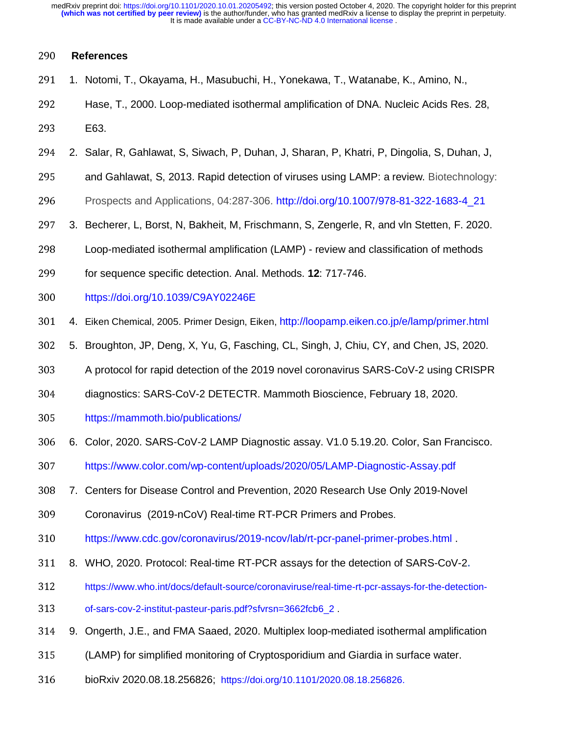## References

1. Notomi, T., Okayama, H., Masubuchi, H., Yonekawa, T., Watanabe, K., Amino, N., Hase, T., 2000. Loop-mediated isothermal amplification of DNA. Nucleic Acids Res. 28, E63.
2. Salar, R, Gahlawat, S, Siwach, P, Duhan, J, Sharan, P, Khatri, P, Dingolia, S, Duhan, J, and Gahlawat, S, 2013. Rapid detection of viruses using LAMP: a review. Biotechnology: Prospects and Applications, 04:287-306. http://doi.org/10.1007/978-81-322-1683-4_21
3. Becherer, L, Borst, N, Bakheit, M, Frischmann, S, Zengerle, R, and vln Stetten, F. 2020. Loop-mediated isothermal amplification (LAMP) - review and classification of methods for sequence specific detection. Anal. Methods. **12**: 717-746. https://doi.org/10.1039/C9AY02246E
4. Eiken Chemical, 2005. Primer Design, Eiken, http://loopamp.eiken.co.jp/e/lamp/primer.html
5. Broughton, JP, Deng, X, Yu, G, Fasching, CL, Singh, J, Chiu, CY, and Chen, JS, 2020. A protocol for rapid detection of the 2019 novel coronavirus SARS-CoV-2 using CRISPR diagnostics: SARS-CoV-2 DETECTR. Mammoth Bioscience, February 18, 2020. https://mammoth.bio/publications/
6. Color, 2020. SARS-CoV-2 LAMP Diagnostic assay. V1.0 5.19.20. Color, San Francisco. https://www.color.com/wp-content/uploads/2020/05/LAMP-Diagnostic-Assay.pdf
7. Centers for Disease Control and Prevention, 2020 Research Use Only 2019-Novel Coronavirus (2019-nCoV) Real-time RT-PCR Primers and Probes. https://www.cdc.gov/coronavirus/2019-ncov/lab/rt-pcr-panel-primer-probes.html .
8. WHO, 2020. Protocol: Real-time RT-PCR assays for the detection of SARS-CoV-2. https://www.who.int/docs/default-source/coronaviruse/real-time-rt-pcr-assays-for-the-detection-of-sars-cov-2-institut-pasteur-paris.pdf?sfvrsn=3662fcb6_2 .
9. Ongerth, J.E., and FMA Saaed, 2020. Multiplex loop-mediated isothermal amplification (LAMP) for simplified monitoring of Cryptosporidium and Giardia in surface water. bioRxiv 2020.08.18.256826; https://doi.org/10.1101/2020.08.18.256826.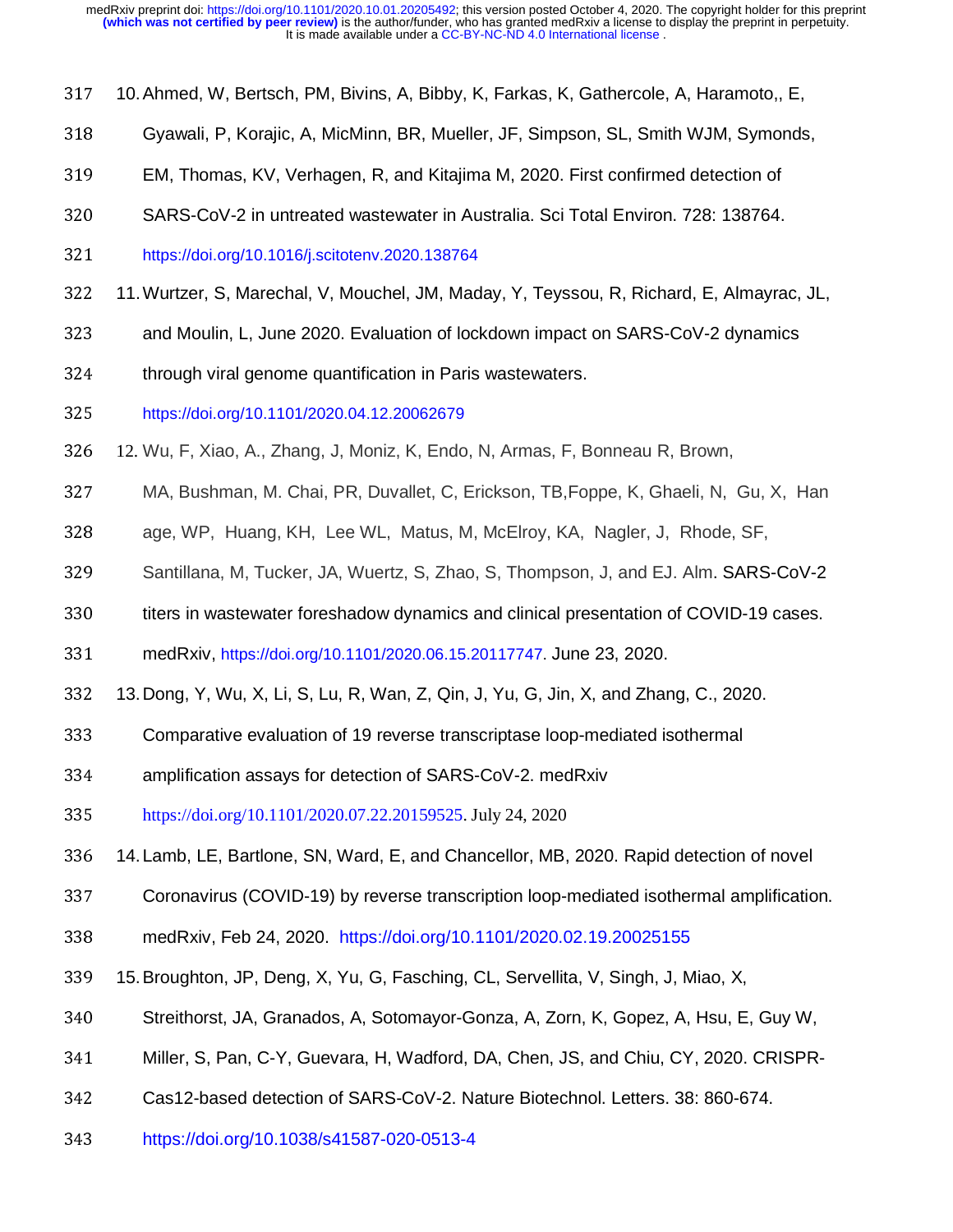10. Ahmed, W, Bertsch, PM, Bivins, A, Bibby, K, Farkas, K, Gathercole, A, Haramoto,, E, Gyawali, P, Korajic, A, MicMinn, BR, Mueller, JF, Simpson, SL, Smith WJM, Symonds, EM, Thomas, KV, Verhagen, R, and Kitajima M, 2020. First confirmed detection of SARS-CoV-2 in untreated wastewater in Australia. Sci Total Environ. 728: 138764. https://doi.org/10.1016/j.scitotenv.2020.138764

11. Wurtzer, S, Marechal, V, Mouchel, JM, Maday, Y, Teyssou, R, Richard, E, Almayrac, JL, and Moulin, L, June 2020. Evaluation of lockdown impact on SARS-CoV-2 dynamics through viral genome quantification in Paris wastewaters. https://doi.org/10.1101/2020.04.12.20062679

12. Wu, F, Xiao, A., Zhang, J, Moniz, K, Endo, N, Armas, F, Bonneau R, Brown, MA, Bushman, M. Chai, PR, Duvallet, C, Erickson, TB,Foppe, K, Ghaeli, N, Gu, X, Hanage, WP, Huang, KH, Lee WL, Matus, M, McElroy, KA, Nagler, J, Rhode, SF, Santillana, M, Tucker, JA, Wuertz, S, Zhao, S, Thompson, J, and EJ. Alm. SARS-CoV-2 titers in wastewater foreshadow dynamics and clinical presentation of COVID-19 cases. medRxiv, https://doi.org/10.1101/2020.06.15.20117747. June 23, 2020.

13. Dong, Y, Wu, X, Li, S, Lu, R, Wan, Z, Qin, J, Yu, G, Jin, X, and Zhang, C., 2020. Comparative evaluation of 19 reverse transcriptase loop-mediated isothermal amplification assays for detection of SARS-CoV-2. medRxiv https://doi.org/10.1101/2020.07.22.20159525. July 24, 2020

14. Lamb, LE, Bartlone, SN, Ward, E, and Chancellor, MB, 2020. Rapid detection of novel Coronavirus (COVID-19) by reverse transcription loop-mediated isothermal amplification. medRxiv, Feb 24, 2020. https://doi.org/10.1101/2020.02.19.20025155

15. Broughton, JP, Deng, X, Yu, G, Fasching, CL, Servellita, V, Singh, J, Miao, X, Streithorst, JA, Granados, A, Sotomayor-Gonza, A, Zorn, K, Gopez, A, Hsu, E, Guy W, Miller, S, Pan, C-Y, Guevara, H, Wadford, DA, Chen, JS, and Chiu, CY, 2020. CRISPR-Cas12-based detection of SARS-CoV-2. Nature Biotechnol. Letters. 38: 860-674. https://doi.org/10.1038/s41587-020-0513-4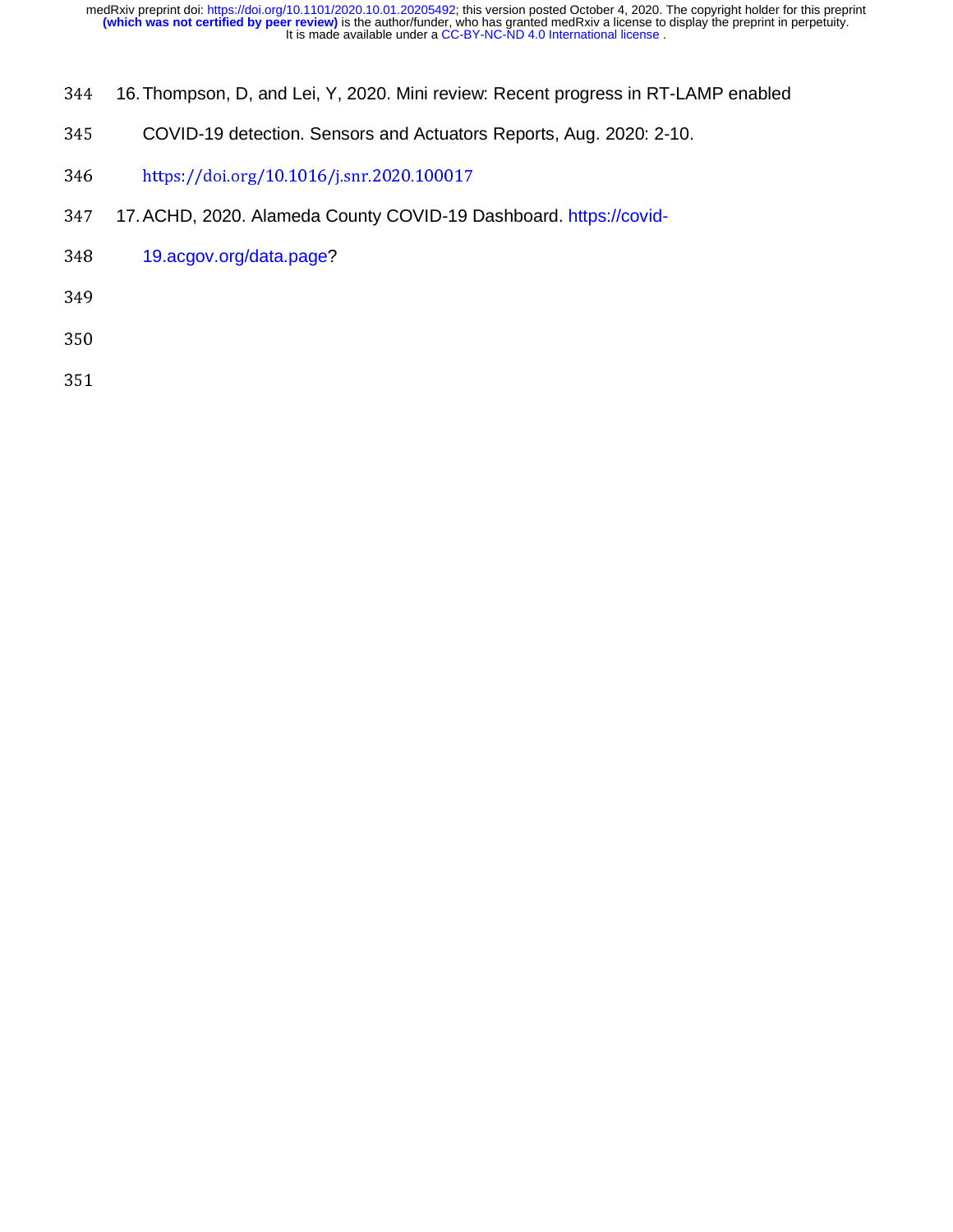16. Thompson, D, and Lei, Y, 2020. Mini review: Recent progress in RT-LAMP enabled COVID-19 detection. Sensors and Actuators Reports, Aug. 2020: 2-10. https://doi.org/10.1016/j.snr.2020.100017
17. ACHD, 2020. Alameda County COVID-19 Dashboard. https://covid-19.acgov.org/data.page?